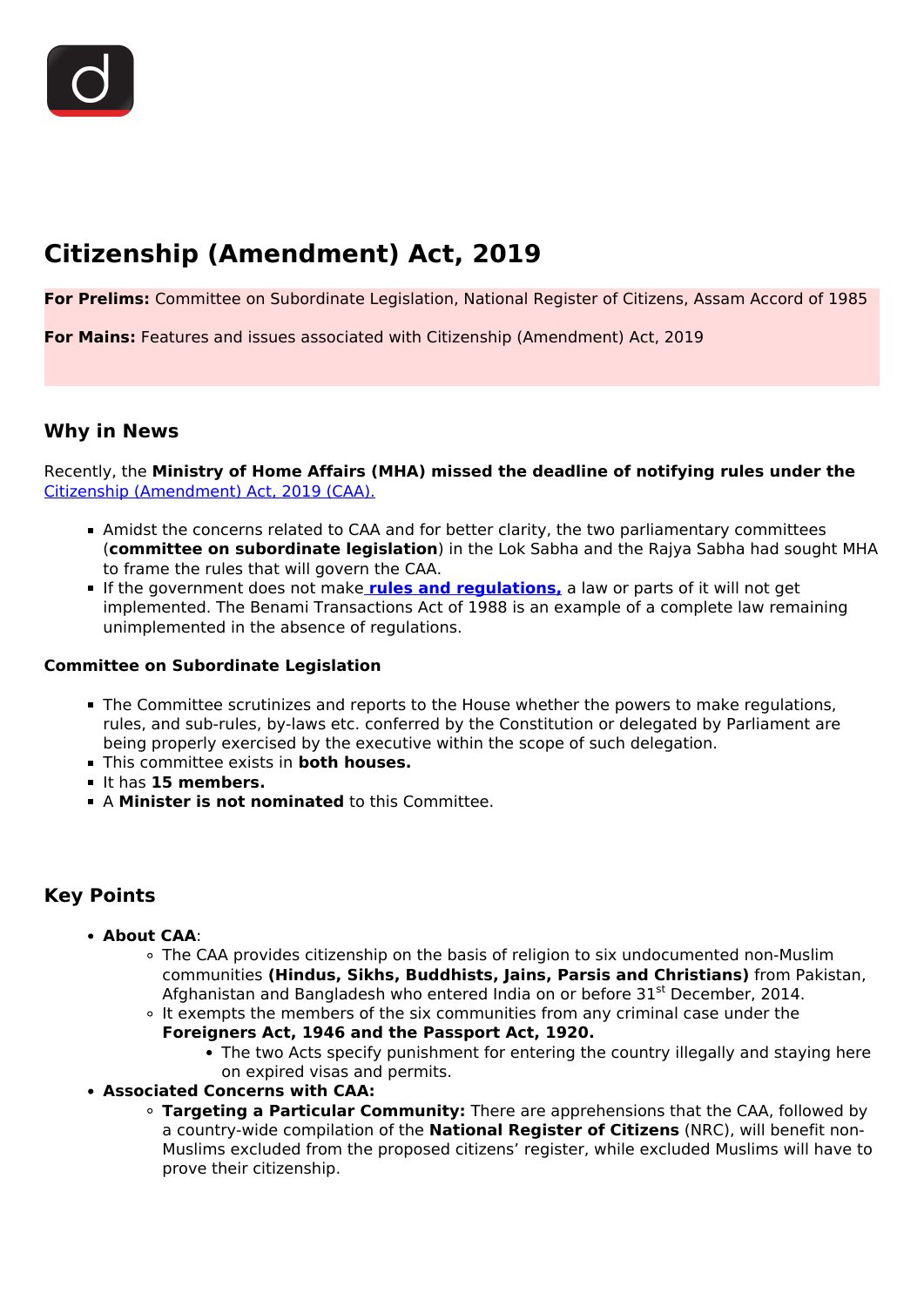# Citizenship (Amendment) Act, 2019

**For Prelims:** Committee on Subordinate Legislation, National Register of Citizens, Assam Accord of 1985

**For Mains:** Features and issues associated with Citizenship (Amendment) Act, 2019

## Why in News

Recently, the **Ministry of Home Affairs (MHA) missed the deadline of notifying rules under the** Citizenship (Amendment) Act, 2019 (CAA).

- Amidst the concerns related to CAA and for better clarity, the two parliamentary committees (**committee on subordinate legislation**) in the Lok Sabha and the Rajya Sabha had sought MHA to frame the rules that will govern the CAA.
- If the government does not make **rules and regulations,** a law or parts of it will not get implemented. The Benami Transactions Act of 1988 is an example of a complete law remaining unimplemented in the absence of regulations.

**Committee on Subordinate Legislation**

- The Committee scrutinizes and reports to the House whether the powers to make regulations, rules, and sub-rules, by-laws etc. conferred by the Constitution or delegated by Parliament are being properly exercised by the executive within the scope of such delegation.
- This committee exists in **both houses.**
- It has **15 members.**
- A **Minister is not nominated** to this Committee.

## Key Points

- **About CAA**:
    - The CAA provides citizenship on the basis of religion to six undocumented non-Muslim communities **(Hindus, Sikhs, Buddhists, Jains, Parsis and Christians)** from Pakistan, Afghanistan and Bangladesh who entered India on or before 31st December, 2014.
    - It exempts the members of the six communities from any criminal case under the **Foreigners Act, 1946 and the Passport Act, 1920.**
        - The two Acts specify punishment for entering the country illegally and staying here on expired visas and permits.
- **Associated Concerns with CAA:**
    - **Targeting a Particular Community:** There are apprehensions that the CAA, followed by a country-wide compilation of the **National Register of Citizens** (NRC), will benefit non-Muslims excluded from the proposed citizens' register, while excluded Muslims will have to prove their citizenship.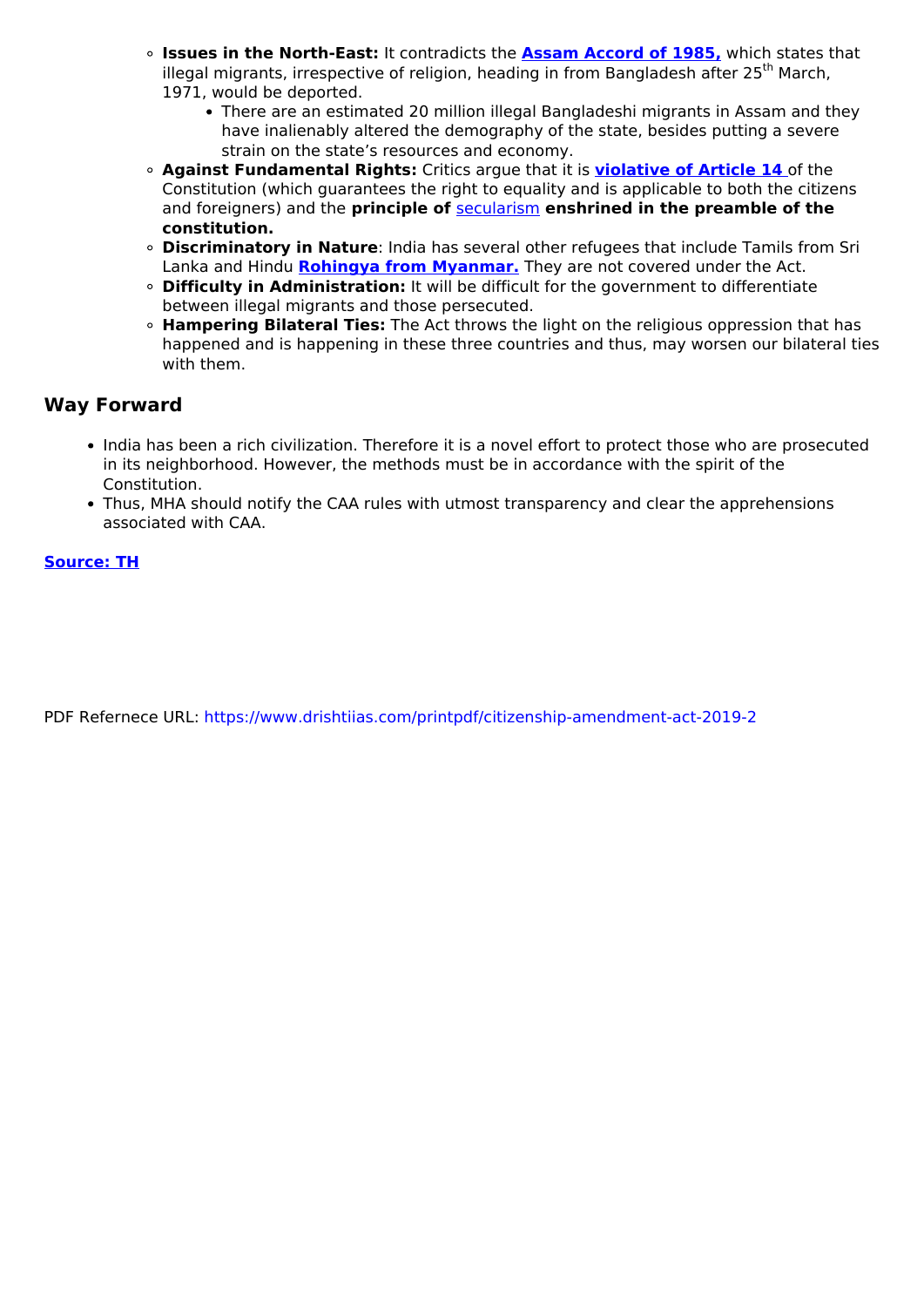- **Issues in the North-East:** It contradicts the **Assam Accord of 1985,** which states that illegal migrants, irrespective of religion, heading in from Bangladesh after 25th March, 1971, would be deported.
  - There are an estimated 20 million illegal Bangladeshi migrants in Assam and they have inalienably altered the demography of the state, besides putting a severe strain on the state's resources and economy.
- **Against Fundamental Rights:** Critics argue that it is **violative of Article 14** of the Constitution (which guarantees the right to equality and is applicable to both the citizens and foreigners) and the **principle of** secularism **enshrined in the preamble of the constitution.**
- **Discriminatory in Nature**: India has several other refugees that include Tamils from Sri Lanka and Hindu **Rohingya from Myanmar.** They are not covered under the Act.
- **Difficulty in Administration:** It will be difficult for the government to differentiate between illegal migrants and those persecuted.
- **Hampering Bilateral Ties:** The Act throws the light on the religious oppression that has happened and is happening in these three countries and thus, may worsen our bilateral ties with them.

## Way Forward

- India has been a rich civilization. Therefore it is a novel effort to protect those who are prosecuted in its neighborhood. However, the methods must be in accordance with the spirit of the Constitution.
- Thus, MHA should notify the CAA rules with utmost transparency and clear the apprehensions associated with CAA.

**Source: TH**

PDF Refernece URL: https://www.drishtiias.com/printpdf/citizenship-amendment-act-2019-2